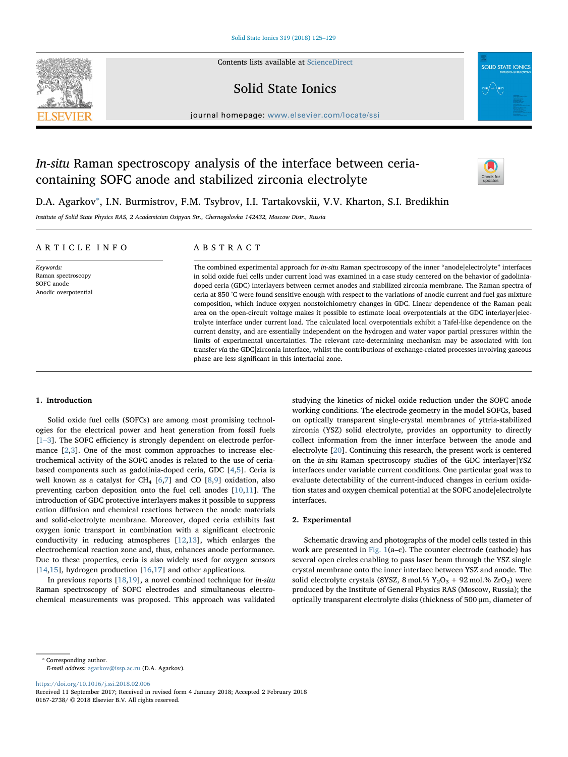# *In-situ* Raman spectroscopy analysis of the interface between ceria-containing SOFC anode and stabilized zirconia electrolyte

D.A. Agarkov*, I.N. Burmistrov, F.M. Tsybrov, I.I. Tartakovskii, V.V. Kharton, S.I. Bredikhin

*Institute of Solid State Physics RAS, 2 Academician Osipyan Str., Chernogolovka 142432, Moscow Distr., Russia*

## ARTICLE INFO

*Keywords:*
Raman spectroscopy
SOFC anode
Anodic overpotential

## ABSTRACT

The combined experimental approach for *in-situ* Raman spectroscopy of the inner "anode|electrolyte" interfaces in solid oxide fuel cells under current load was examined in a case study centered on the behavior of gadolinia-doped ceria (GDC) interlayers between cermet anodes and stabilized zirconia membrane. The Raman spectra of ceria at 850 °C were found sensitive enough with respect to the variations of anodic current and fuel gas mixture composition, which induce oxygen nonstoichiometry changes in GDC. Linear dependence of the Raman peak area on the open-circuit voltage makes it possible to estimate local overpotentials at the GDC interlayer|electrolyte interface under current load. The calculated local overpotentials exhibit a Tafel-like dependence on the current density, and are essentially independent on the hydrogen and water vapor partial pressures within the limits of experimental uncertainties. The relevant rate-determining mechanism may be associated with ion transfer *via* the GDC|zirconia interface, whilst the contributions of exchange-related processes involving gaseous phase are less significant in this interfacial zone.

## 1. Introduction

Solid oxide fuel cells (SOFCs) are among most promising technologies for the electrical power and heat generation from fossil fuels [1–3]. The SOFC efficiency is strongly dependent on electrode performance [2,3]. One of the most common approaches to increase electrochemical activity of the SOFC anodes is related to the use of ceria-based components such as gadolinia-doped ceria, GDC [4,5]. Ceria is well known as a catalyst for $CH_4$ [6,7] and CO [8,9] oxidation, also preventing carbon deposition onto the fuel cell anodes [10,11]. The introduction of GDC protective interlayers makes it possible to suppress cation diffusion and chemical reactions between the anode materials and solid-electrolyte membrane. Moreover, doped ceria exhibits fast oxygen ionic transport in combination with a significant electronic conductivity in reducing atmospheres [12,13], which enlarges the electrochemical reaction zone and, thus, enhances anode performance. Due to these properties, ceria is also widely used for oxygen sensors [14,15], hydrogen production [16,17] and other applications.

In previous reports [18,19], a novel combined technique for *in-situ* Raman spectroscopy of SOFC electrodes and simultaneous electrochemical measurements was proposed. This approach was validated studying the kinetics of nickel oxide reduction under the SOFC anode working conditions. The electrode geometry in the model SOFCs, based on optically transparent single-crystal membranes of yttria-stabilized zirconia (YSZ) solid electrolyte, provides an opportunity to directly collect information from the inner interface between the anode and electrolyte [20]. Continuing this research, the present work is centered on the *in-situ* Raman spectroscopy studies of the GDC interlayer|YSZ interfaces under variable current conditions. One particular goal was to evaluate detectability of the current-induced changes in cerium oxidation states and oxygen chemical potential at the SOFC anode|electrolyte interfaces.

## 2. Experimental

Schematic drawing and photographs of the model cells tested in this work are presented in Fig. 1(a–c). The counter electrode (cathode) has several open circles enabling to pass laser beam through the YSZ single crystal membrane onto the inner interface between YSZ and anode. The solid electrolyte crystals (8YSZ, 8 mol.% $Y_2O_3$ + 92 mol.% $ZrO_2$) were produced by the Institute of General Physics RAS (Moscow, Russia); the optically transparent electrolyte disks (thickness of 500 μm, diameter of

---

* Corresponding author.
*E-mail address:* agarkov@issp.ac.ru (D.A. Agarkov).

https://doi.org/10.1016/j.ssi.2018.02.006
Received 11 September 2017; Received in revised form 4 January 2018; Accepted 2 February 2018
0167-2738/ © 2018 Elsevier B.V. All rights reserved.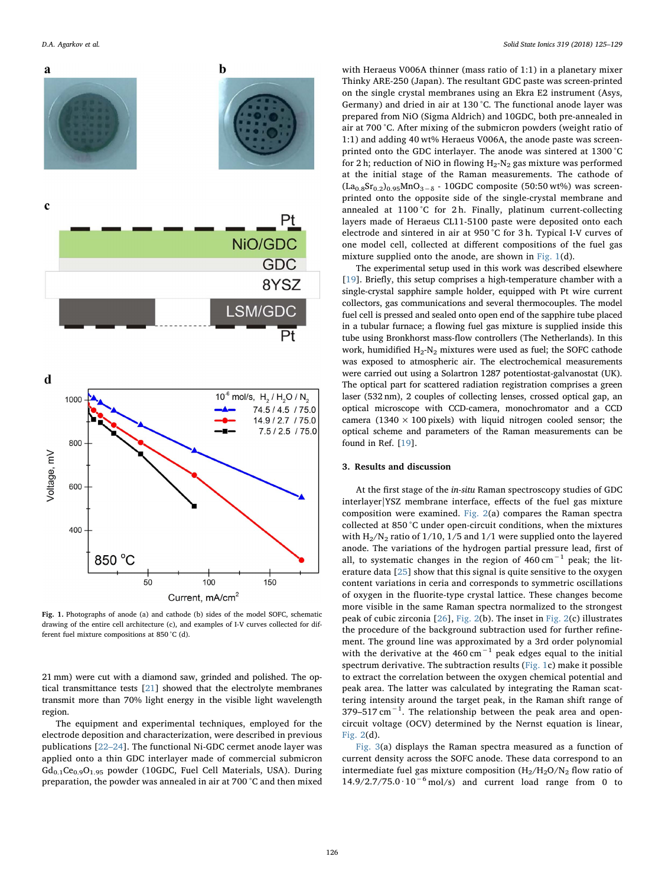Fig. 1. Photographs of anode (a) and cathode (b) sides of the model SOFC, schematic drawing of the entire cell architecture (c), and examples of I-V curves collected for different fuel mixture compositions at 850 °C (d).

21 mm) were cut with a diamond saw, grinded and polished. The optical transmittance tests [21] showed that the electrolyte membranes transmit more than 70% light energy in the visible light wavelength region.

The equipment and experimental techniques, employed for the electrode deposition and characterization, were described in previous publications [22–24]. The functional Ni-GDC cermet anode layer was applied onto a thin GDC interlayer made of commercial submicron $Gd_{0.1}Ce_{0.9}O_{1.95}$ powder (10GDC, Fuel Cell Materials, USA). During preparation, the powder was annealed in air at 700 °C and then mixed with Heraeus V006A thinner (mass ratio of 1:1) in a planetary mixer Thinky ARE-250 (Japan). The resultant GDC paste was screen-printed on the single crystal membranes using an Ekra E2 instrument (Asys, Germany) and dried in air at 130 °C. The functional anode layer was prepared from NiO (Sigma Aldrich) and 10GDC, both pre-annealed in air at 700 °C. After mixing of the submicron powders (weight ratio of 1:1) and adding 40 wt% Heraeus V006A, the anode paste was screen-printed onto the GDC interlayer. The anode was sintered at 1300 °C for 2 h; reduction of NiO in flowing $H_2$-$N_2$ gas mixture was performed at the initial stage of the Raman measurements. The cathode of $(La_{0.8}Sr_{0.2})_{0.95}MnO_{3-\delta}$ - 10GDC composite (50:50 wt%) was screen-printed onto the opposite side of the single-crystal membrane and annealed at 1100 °C for 2 h. Finally, platinum current-collecting layers made of Heraeus CL11-5100 paste were deposited onto each electrode and sintered in air at 950 °C for 3 h. Typical I-V curves of one model cell, collected at different compositions of the fuel gas mixture supplied onto the anode, are shown in Fig. 1(d).

The experimental setup used in this work was described elsewhere [19]. Briefly, this setup comprises a high-temperature chamber with a single-crystal sapphire sample holder, equipped with Pt wire current collectors, gas communications and several thermocouples. The model fuel cell is pressed and sealed onto open end of the sapphire tube placed in a tubular furnace; a flowing fuel gas mixture is supplied inside this tube using Bronkhorst mass-flow controllers (The Netherlands). In this work, humidified $H_2$-$N_2$ mixtures were used as fuel; the SOFC cathode was exposed to atmospheric air. The electrochemical measurements were carried out using a Solartron 1287 potentiostat-galvanostat (UK). The optical part for scattered radiation registration comprises a green laser (532 nm), 2 couples of collecting lenses, crossed optical gap, an optical microscope with CCD-camera, monochromator and a CCD camera (1340 × 100 pixels) with liquid nitrogen cooled sensor; the optical scheme and parameters of the Raman measurements can be found in Ref. [19].

## 3. Results and discussion

At the first stage of the *in-situ* Raman spectroscopy studies of GDC interlayer|YSZ membrane interface, effects of the fuel gas mixture composition were examined. Fig. 2(a) compares the Raman spectra collected at 850 °C under open-circuit conditions, when the mixtures with $H_2/N_2$ ratio of 1/10, 1/5 and 1/1 were supplied onto the layered anode. The variations of the hydrogen partial pressure lead, first of all, to systematic changes in the region of 460 $cm^{-1}$ peak; the literature data [25] show that this signal is quite sensitive to the oxygen content variations in ceria and corresponds to symmetric oscillations of oxygen in the fluorite-type crystal lattice. These changes become more visible in the same Raman spectra normalized to the strongest peak of cubic zirconia [26], Fig. 2(b). The inset in Fig. 2(c) illustrates the procedure of the background subtraction used for further refinement. The ground line was approximated by a 3rd order polynomial with the derivative at the 460 $cm^{-1}$ peak edges equal to the initial spectrum derivative. The subtraction results (Fig. 1c) make it possible to extract the correlation between the oxygen chemical potential and peak area. The latter was calculated by integrating the Raman scattering intensity around the target peak, in the Raman shift range of 379–517 $cm^{-1}$. The relationship between the peak area and open-circuit voltage (OCV) determined by the Nernst equation is linear, Fig. 2(d).

Fig. 3(a) displays the Raman spectra measured as a function of current density across the SOFC anode. These data correspond to an intermediate fuel gas mixture composition ($H_2/H_2O/N_2$ flow ratio of $14.9/2.7/75.0 \cdot 10^{-6}$ mol/s) and current load range from 0 to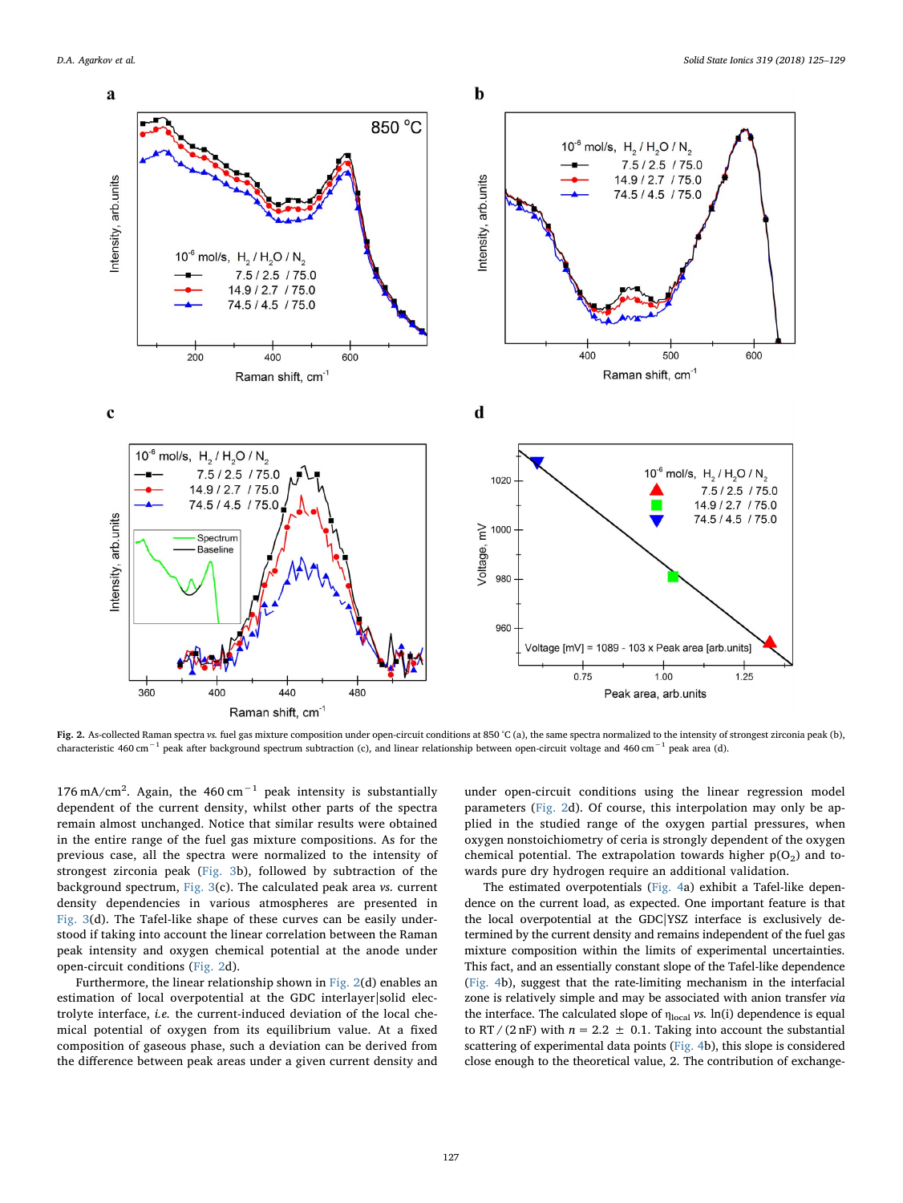**Fig. 2.** As-collected Raman spectra *vs.* fuel gas mixture composition under open-circuit conditions at 850 °C (a), the same spectra normalized to the intensity of strongest zirconia peak (b), characteristic 460 $cm^{-1}$ peak after background spectrum subtraction (c), and linear relationship between open-circuit voltage and 460 $cm^{-1}$ peak area (d).

176 $mA/cm^2$. Again, the 460 $cm^{-1}$ peak intensity is substantially dependent of the current density, whilst other parts of the spectra remain almost unchanged. Notice that similar results were obtained in the entire range of the fuel gas mixture compositions. As for the previous case, all the spectra were normalized to the intensity of strongest zirconia peak (Fig. 3b), followed by subtraction of the background spectrum, Fig. 3(c). The calculated peak area *vs.* current density dependencies in various atmospheres are presented in Fig. 3(d). The Tafel-like shape of these curves can be easily understood if taking into account the linear correlation between the Raman peak intensity and oxygen chemical potential at the anode under open-circuit conditions (Fig. 2d).

Furthermore, the linear relationship shown in Fig. 2(d) enables an estimation of local overpotential at the GDC interlayer|solid electrolyte interface, *i.e.* the current-induced deviation of the local chemical potential of oxygen from its equilibrium value. At a fixed composition of gaseous phase, such a deviation can be derived from the difference between peak areas under a given current density and under open-circuit conditions using the linear regression model parameters (Fig. 2d). Of course, this interpolation may only be applied in the studied range of the oxygen partial pressures, when oxygen nonstoichiometry of ceria is strongly dependent of the oxygen chemical potential. The extrapolation towards higher $p(O_2)$ and towards pure dry hydrogen require an additional validation.

The estimated overpotentials (Fig. 4a) exhibit a Tafel-like dependence on the current load, as expected. One important feature is that the local overpotential at the GDC|YSZ interface is exclusively determined by the current density and remains independent of the fuel gas mixture composition within the limits of experimental uncertainties. This fact, and an essentially constant slope of the Tafel-like dependence (Fig. 4b), suggest that the rate-limiting mechanism in the interfacial zone is relatively simple and may be associated with anion transfer *via* the interface. The calculated slope of $\eta_{local}$ *vs.* ln(i) dependence is equal to $RT / (2nF)$ with $n = 2.2 \pm 0.1$. Taking into account the substantial scattering of experimental data points (Fig. 4b), this slope is considered close enough to the theoretical value, 2. The contribution of exchange-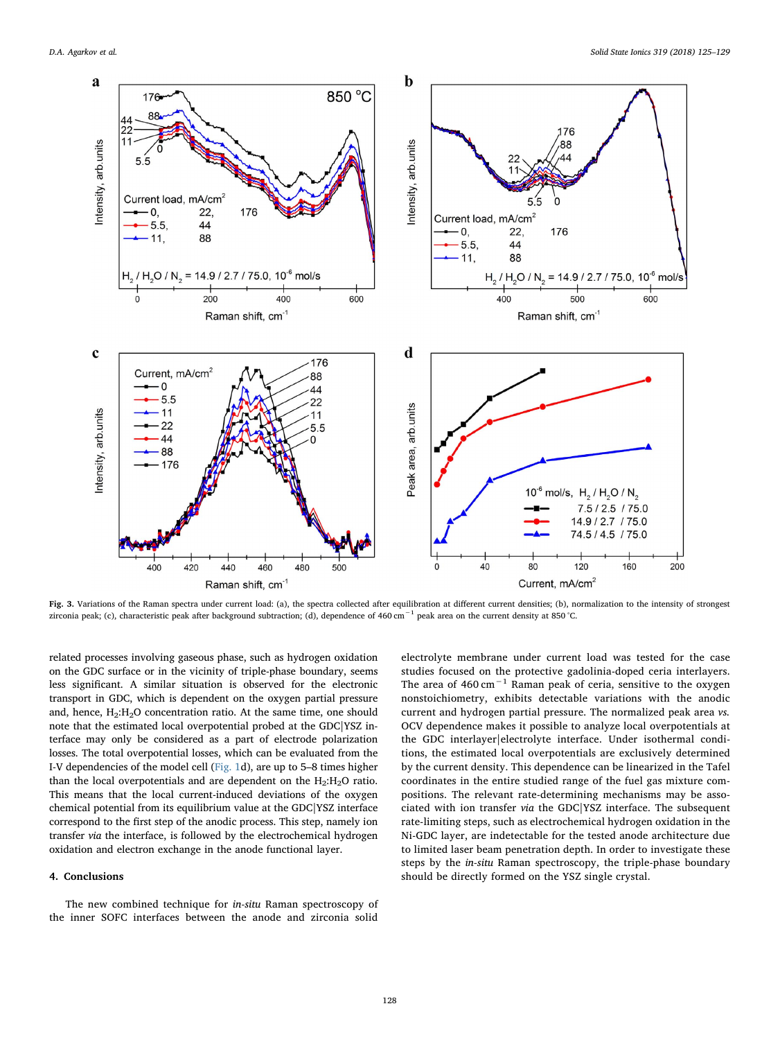**Fig. 3.** Variations of the Raman spectra under current load: (a), the spectra collected after equilibration at different current densities; (b), normalization to the intensity of strongest zirconia peak; (c), characteristic peak after background subtraction; (d), dependence of 460 cm$^{-1}$ peak area on the current density at 850 °C.

related processes involving gaseous phase, such as hydrogen oxidation on the GDC surface or in the vicinity of triple-phase boundary, seems less significant. A similar situation is observed for the electronic transport in GDC, which is dependent on the oxygen partial pressure and, hence, $H_2$:$H_2O$ concentration ratio. At the same time, one should note that the estimated local overpotential probed at the GDC|YSZ interface may only be considered as a part of electrode polarization losses. The total overpotential losses, which can be evaluated from the I-V dependencies of the model cell (Fig. 1d), are up to 5–8 times higher than the local overpotentials and are dependent on the $H_2$:$H_2O$ ratio. This means that the local current-induced deviations of the oxygen chemical potential from its equilibrium value at the GDC|YSZ interface correspond to the first step of the anodic process. This step, namely ion transfer *via* the interface, is followed by the electrochemical hydrogen oxidation and electron exchange in the anode functional layer.

## 4. Conclusions

The new combined technique for *in-situ* Raman spectroscopy of the inner SOFC interfaces between the anode and zirconia solid electrolyte membrane under current load was tested for the case studies focused on the protective gadolinia-doped ceria interlayers. The area of 460 cm$^{-1}$ Raman peak of ceria, sensitive to the oxygen nonstoichiometry, exhibits detectable variations with the anodic current and hydrogen partial pressure. The normalized peak area *vs.* OCV dependence makes it possible to analyze local overpotentials at the GDC interlayer|electrolyte interface. Under isothermal conditions, the estimated local overpotentials are exclusively determined by the current density. This dependence can be linearized in the Tafel coordinates in the entire studied range of the fuel gas mixture compositions. The relevant rate-determining mechanisms may be associated with ion transfer *via* the GDC|YSZ interface. The subsequent rate-limiting steps, such as electrochemical hydrogen oxidation in the Ni-GDC layer, are indetectable for the tested anode architecture due to limited laser beam penetration depth. In order to investigate these steps by the *in-situ* Raman spectroscopy, the triple-phase boundary should be directly formed on the YSZ single crystal.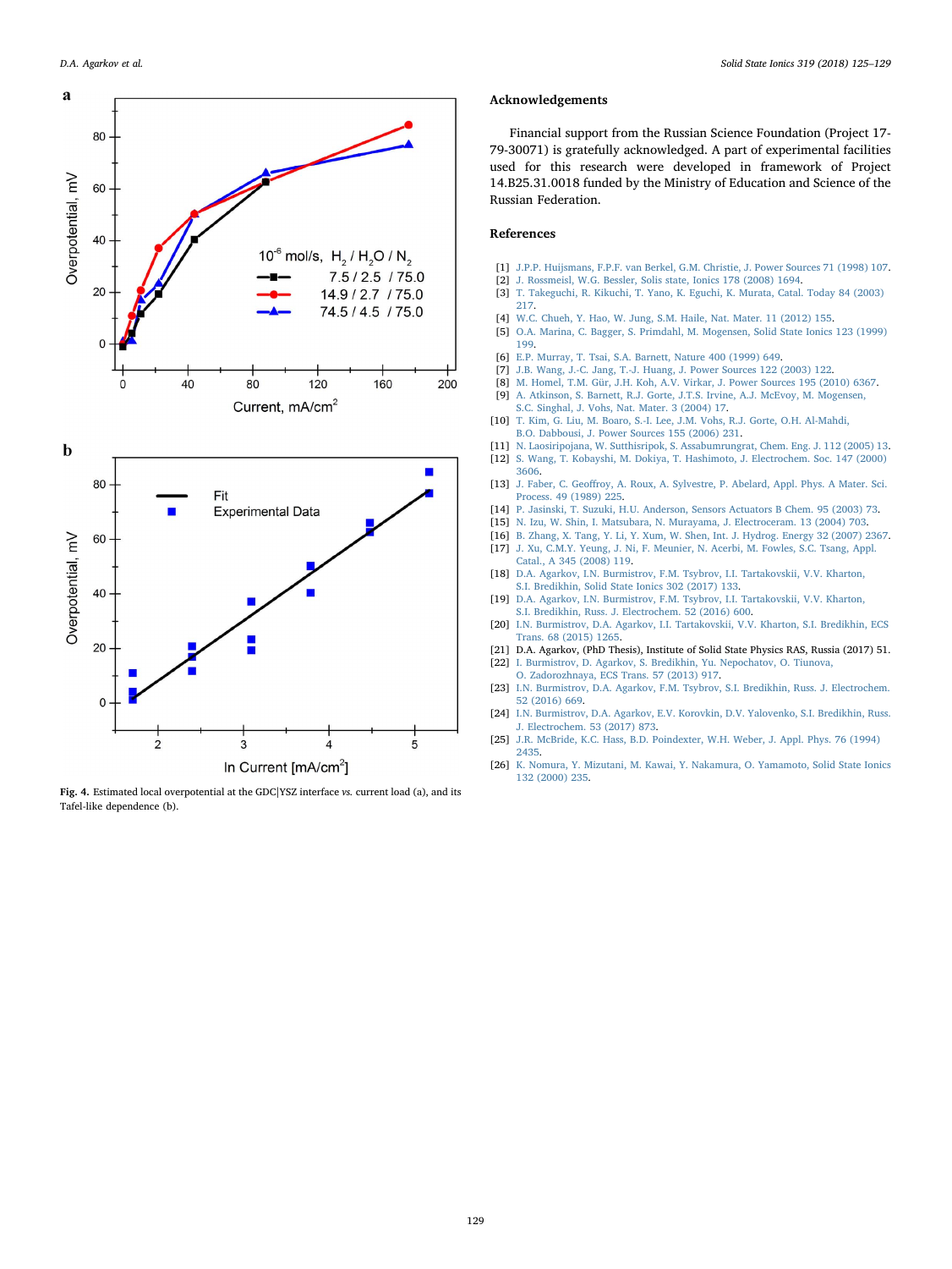a

Overpotential, mV

Current, mA/cm$^2$

$10^{-6}$ mol/s, $H_2$ / $H_2O$ / $N_2$

7.5 / 2.5 / 75.0

14.9 / 2.7 / 75.0

74.5 / 4.5 / 75.0

0, 20, 40, 60, 80

0, 40, 80, 120, 160, 200

b

Overpotential, mV

ln Current [mA/cm$^2$]

Fit

Experimental Data

0, 20, 40, 60, 80

2, 3, 4, 5

**Fig. 4.** Estimated local overpotential at the GDC|YSZ interface *vs.* current load (a), and its Tafel-like dependence (b).

## Acknowledgements

Financial support from the Russian Science Foundation (Project 17-79-30071) is gratefully acknowledged. A part of experimental facilities used for this research were developed in framework of Project 14.B25.31.0018 funded by the Ministry of Education and Science of the Russian Federation.

## References

[1] J.P.P. Huijsmans, F.P.F. van Berkel, G.M. Christie, J. Power Sources 71 (1998) 107.
[2] J. Rossmeisl, W.G. Bessler, Solis state, Ionics 178 (2008) 1694.
[3] T. Takeguchi, R. Kikuchi, T. Yano, K. Eguchi, K. Murata, Catal. Today 84 (2003) 217.
[4] W.C. Chueh, Y. Hao, W. Jung, S.M. Haile, Nat. Mater. 11 (2012) 155.
[5] O.A. Marina, C. Bagger, S. Primdahl, M. Mogensen, Solid State Ionics 123 (1999) 199.
[6] E.P. Murray, T. Tsai, S.A. Barnett, Nature 400 (1999) 649.
[7] J.B. Wang, J.-C. Jang, T.-J. Huang, J. Power Sources 122 (2003) 122.
[8] M. Homel, T.M. Gür, J.H. Koh, A.V. Virkar, J. Power Sources 195 (2010) 6367.
[9] A. Atkinson, S. Barnett, R.J. Gorte, J.T.S. Irvine, A.J. McEvoy, M. Mogensen, S.C. Singhal, J. Vohs, Nat. Mater. 3 (2004) 17.
[10] T. Kim, G. Liu, M. Boaro, S.-I. Lee, J.M. Vohs, R.J. Gorte, O.H. Al-Mahdi, B.O. Dabbousi, J. Power Sources 155 (2006) 231.
[11] N. Laosiripojana, W. Sutthisripok, S. Assabumrungrat, Chem. Eng. J. 112 (2005) 13.
[12] S. Wang, T. Kobayshi, M. Dokiya, T. Hashimoto, J. Electrochem. Soc. 147 (2000) 3606.
[13] J. Faber, C. Geoffroy, A. Roux, A. Sylvestre, P. Abelard, Appl. Phys. A Mater. Sci. Process. 49 (1989) 225.
[14] P. Jasinski, T. Suzuki, H.U. Anderson, Sensors Actuators B Chem. 95 (2003) 73.
[15] N. Izu, W. Shin, I. Matsubara, N. Murayama, J. Electroceram. 13 (2004) 703.
[16] B. Zhang, X. Tang, Y. Li, Y. Xum, W. Shen, Int. J. Hydrog. Energy 32 (2007) 2367.
[17] J. Xu, C.M.Y. Yeung, J. Ni, F. Meunier, N. Acerbi, M. Fowles, S.C. Tsang, Appl. Catal., A 345 (2008) 119.
[18] D.A. Agarkov, I.N. Burmistrov, F.M. Tsybrov, I.I. Tartakovskii, V.V. Kharton, S.I. Bredikhin, Solid State Ionics 302 (2017) 133.
[19] D.A. Agarkov, I.N. Burmistrov, F.M. Tsybrov, I.I. Tartakovskii, V.V. Kharton, S.I. Bredikhin, Russ. J. Electrochem. 52 (2016) 600.
[20] I.N. Burmistrov, D.A. Agarkov, I.I. Tartakovskii, V.V. Kharton, S.I. Bredikhin, ECS Trans. 68 (2015) 1265.
[21] D.A. Agarkov, (PhD Thesis), Institute of Solid State Physics RAS, Russia (2017) 51.
[22] I. Burmistrov, D. Agarkov, S. Bredikhin, Yu. Nepochatov, O. Tiunova, O. Zadorozhnaya, ECS Trans. 57 (2013) 917.
[23] I.N. Burmistrov, D.A. Agarkov, F.M. Tsybrov, S.I. Bredikhin, Russ. J. Electrochem. 52 (2016) 669.
[24] I.N. Burmistrov, D.A. Agarkov, E.V. Korovkin, D.V. Yalovenko, S.I. Bredikhin, Russ. J. Electrochem. 53 (2017) 873.
[25] J.R. McBride, K.C. Hass, B.D. Poindexter, W.H. Weber, J. Appl. Phys. 76 (1994) 2435.
[26] K. Nomura, Y. Mizutani, M. Kawai, Y. Nakamura, O. Yamamoto, Solid State Ionics 132 (2000) 235.